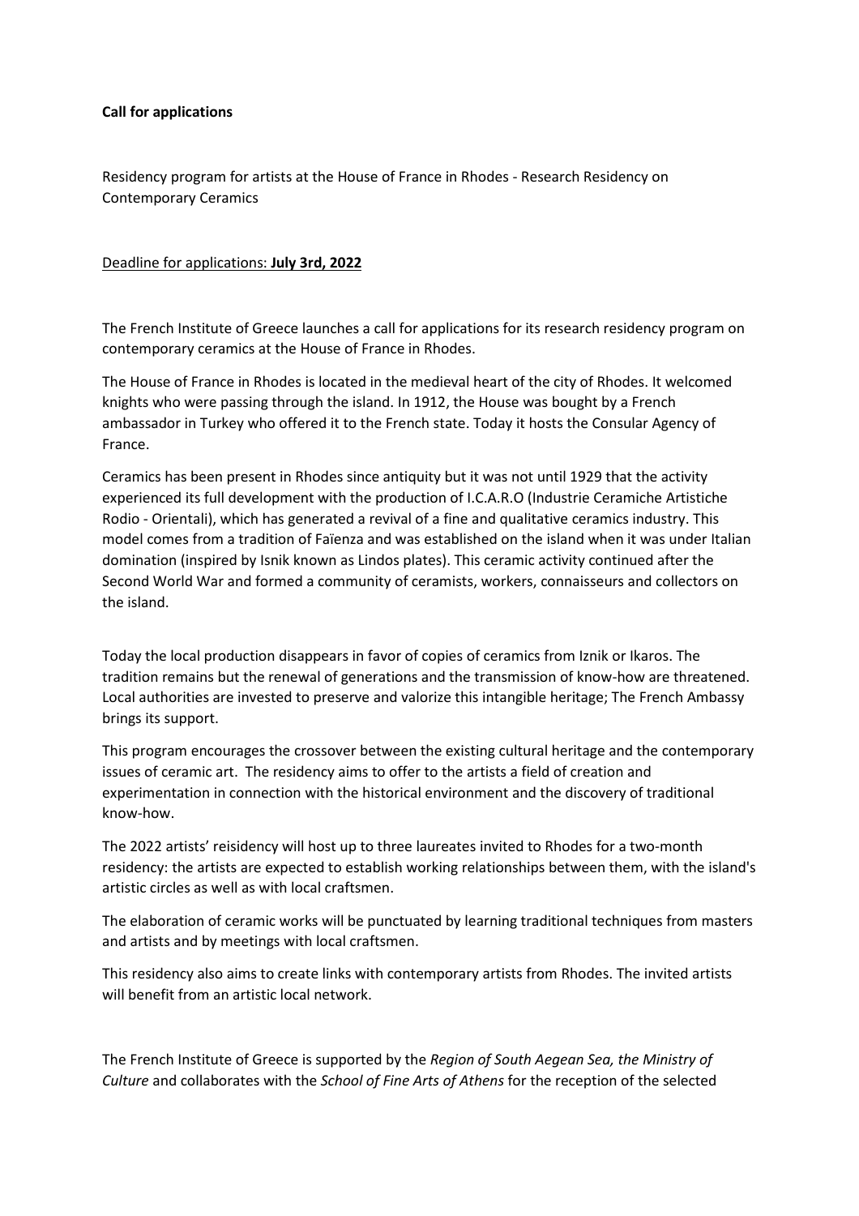**Call for applications**

Residency program for artists at the House of France in Rhodes - Research Residency on Contemporary Ceramics

Deadline for applications: **July 3rd, 2022**

The French Institute of Greece launches a call for applications for its research residency program on contemporary ceramics at the House of France in Rhodes.

The House of France in Rhodes is located in the medieval heart of the city of Rhodes. It welcomed knights who were passing through the island. In 1912, the House was bought by a French ambassador in Turkey who offered it to the French state. Today it hosts the Consular Agency of France.

Ceramics has been present in Rhodes since antiquity but it was not until 1929 that the activity experienced its full development with the production of I.C.A.R.O (Industrie Ceramiche Artistiche Rodio - Orientali), which has generated a revival of a fine and qualitative ceramics industry. This model comes from a tradition of Faïenza and was established on the island when it was under Italian domination (inspired by Isnik known as Lindos plates). This ceramic activity continued after the Second World War and formed a community of ceramists, workers, connaisseurs and collectors on the island.

Today the local production disappears in favor of copies of ceramics from Iznik or Ikaros. The tradition remains but the renewal of generations and the transmission of know-how are threatened. Local authorities are invested to preserve and valorize this intangible heritage; The French Ambassy brings its support.

This program encourages the crossover between the existing cultural heritage and the contemporary issues of ceramic art. The residency aims to offer to the artists a field of creation and experimentation in connection with the historical environment and the discovery of traditional know-how.

The 2022 artists' reisidency will host up to three laureates invited to Rhodes for a two-month residency: the artists are expected to establish working relationships between them, with the island's artistic circles as well as with local craftsmen.

The elaboration of ceramic works will be punctuated by learning traditional techniques from masters and artists and by meetings with local craftsmen.

This residency also aims to create links with contemporary artists from Rhodes. The invited artists will benefit from an artistic local network.

The French Institute of Greece is supported by the *Region of South Aegean Sea, the Ministry of Culture* and collaborates with the *School of Fine Arts of Athens* for the reception of the selected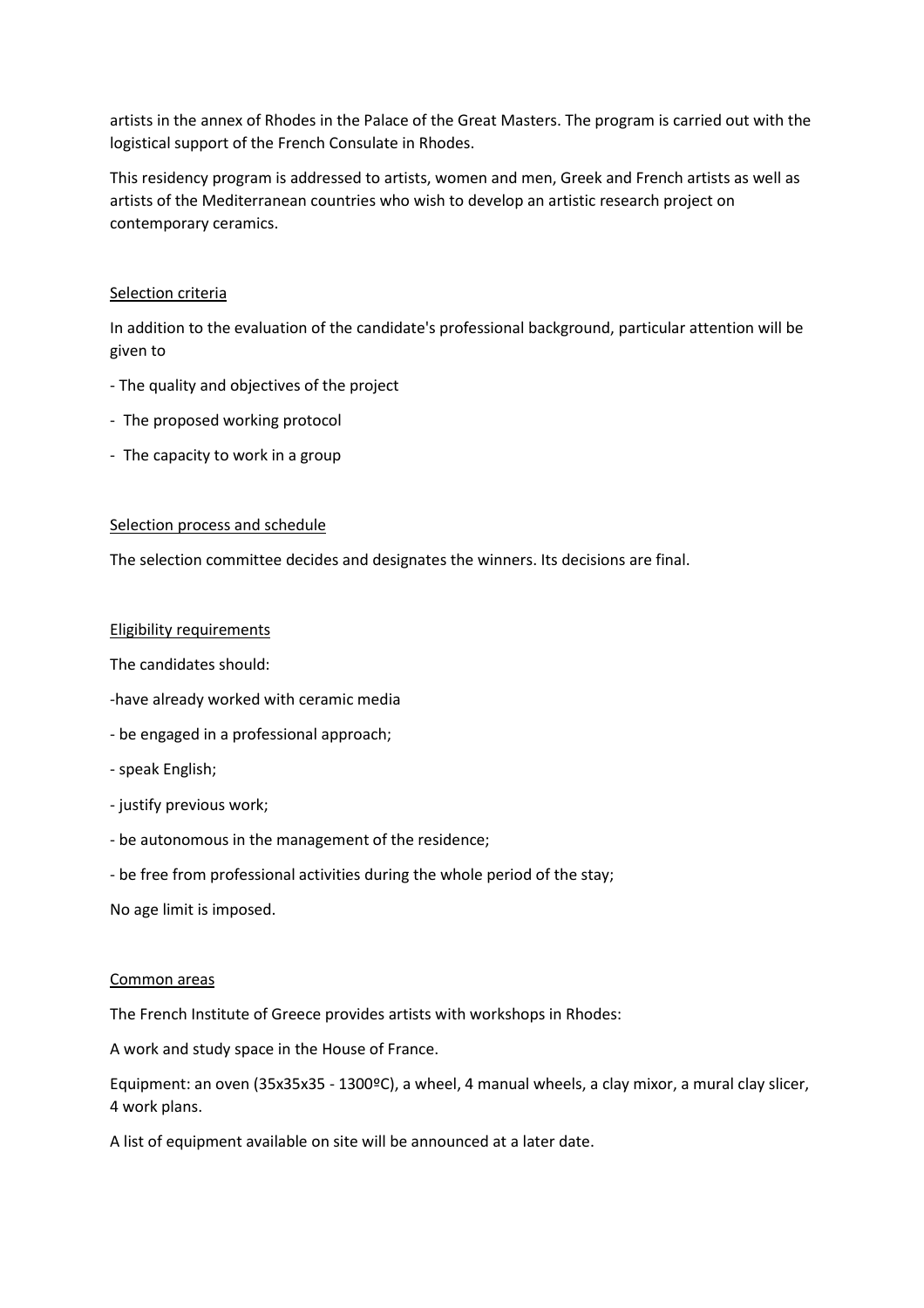artists in the annex of Rhodes in the Palace of the Great Masters. The program is carried out with the logistical support of the French Consulate in Rhodes.

This residency program is addressed to artists, women and men, Greek and French artists as well as artists of the Mediterranean countries who wish to develop an artistic research project on contemporary ceramics.

## Selection criteria

In addition to the evaluation of the candidate's professional background, particular attention will be given to

- The quality and objectives of the project
- The proposed working protocol
- The capacity to work in a group

## Selection process and schedule

The selection committee decides and designates the winners. Its decisions are final.

## Eligibility requirements

The candidates should:

- have already worked with ceramic media
- be engaged in a professional approach;
- speak English;
- justify previous work;
- be autonomous in the management of the residence;
- be free from professional activities during the whole period of the stay;

No age limit is imposed.

## Common areas

The French Institute of Greece provides artists with workshops in Rhodes:

A work and study space in the House of France.

Equipment: an oven (35x35x35 - 1300ºC), a wheel, 4 manual wheels, a clay mixor, a mural clay slicer, 4 work plans.

A list of equipment available on site will be announced at a later date.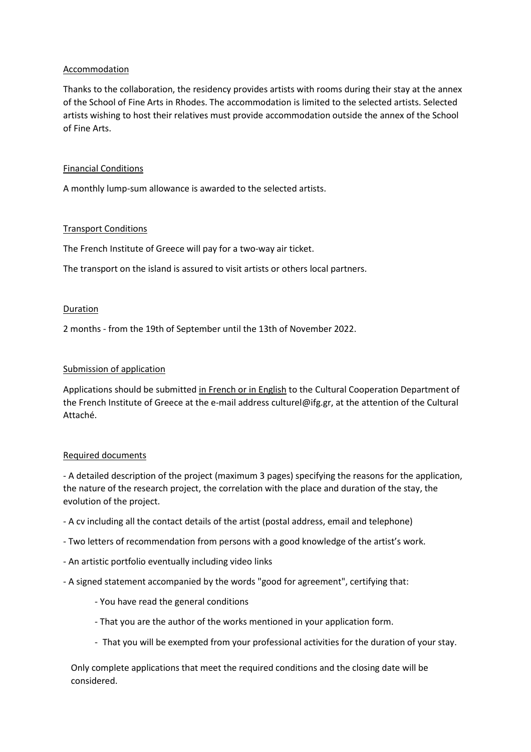Accommodation

Thanks to the collaboration, the residency provides artists with rooms during their stay at the annex of the School of Fine Arts in Rhodes. The accommodation is limited to the selected artists. Selected artists wishing to host their relatives must provide accommodation outside the annex of the School of Fine Arts.

Financial Conditions

A monthly lump-sum allowance is awarded to the selected artists.

Transport Conditions

The French Institute of Greece will pay for a two-way air ticket.

The transport on the island is assured to visit artists or others local partners.

Duration

2 months - from the 19th of September until the 13th of November 2022.

Submission of application

Applications should be submitted in French or in English to the Cultural Cooperation Department of the French Institute of Greece at the e-mail address culturel@ifg.gr, at the attention of the Cultural Attaché.

Required documents

- A detailed description of the project (maximum 3 pages) specifying the reasons for the application, the nature of the research project, the correlation with the place and duration of the stay, the evolution of the project.
- A cv including all the contact details of the artist (postal address, email and telephone)
- Two letters of recommendation from persons with a good knowledge of the artist's work.
- An artistic portfolio eventually including video links
- A signed statement accompanied by the words "good for agreement", certifying that:
    - You have read the general conditions
    - That you are the author of the works mentioned in your application form.
    - That you will be exempted from your professional activities for the duration of your stay.

Only complete applications that meet the required conditions and the closing date will be considered.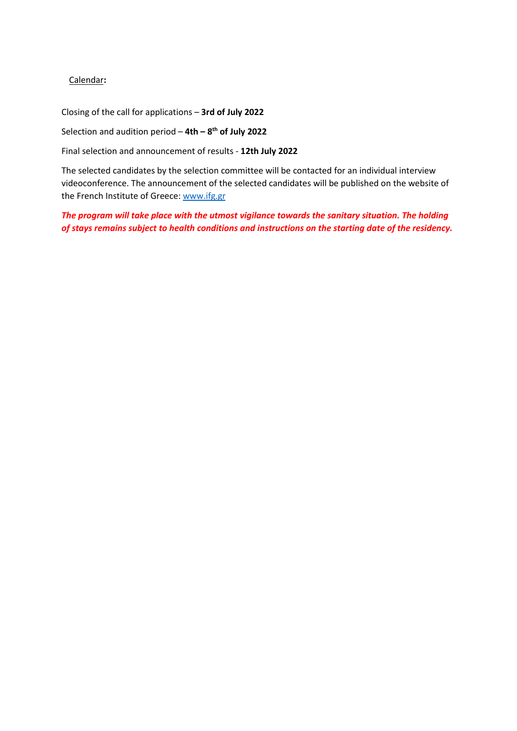<u>Calendar</u>**:**

Closing of the call for applications – **3rd of July 2022**

Selection and audition period – **4th – 8th of July 2022**

Final selection and announcement of results - **12th July 2022**

The selected candidates by the selection committee will be contacted for an individual interview videoconference. The announcement of the selected candidates will be published on the website of the French Institute of Greece: www.ifg.gr

***The program will take place with the utmost vigilance towards the sanitary situation. The holding of stays remains subject to health conditions and instructions on the starting date of the residency.***